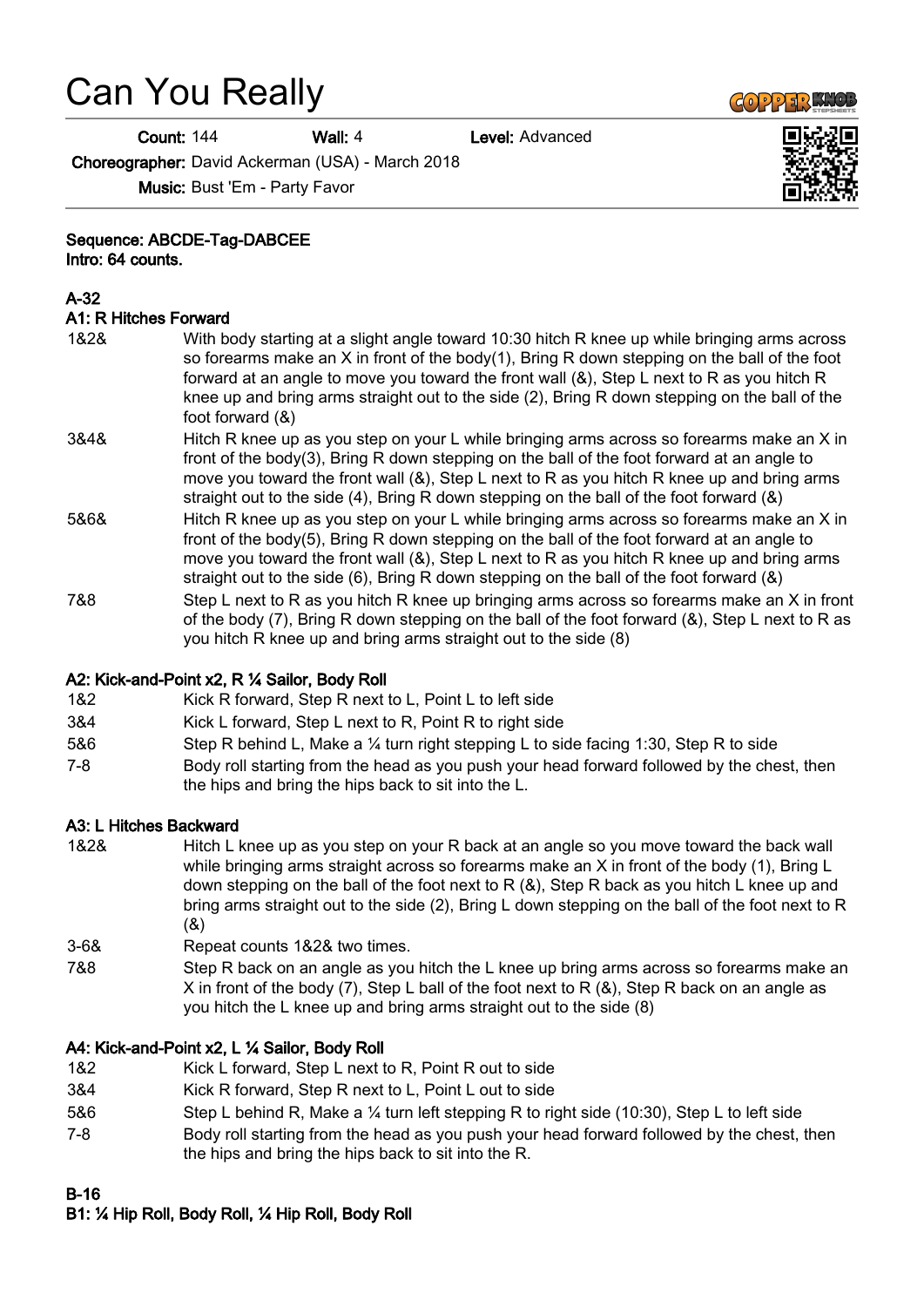# Can You Really

**Count:** 144 **Wall:** 4 **Level:** Advanced

**Choreographer:** David Ackerman (USA) - March 2018

**Music:** Bust 'Em - Party Favor

**Sequence: ABCDE-Tag-DABCEE**
**Intro: 64 counts.**

**A-32**
**A1: R Hitches Forward**

| | |
|---|---|
| 1&2& | With body starting at a slight angle toward 10:30 hitch R knee up while bringing arms across so forearms make an X in front of the body(1), Bring R down stepping on the ball of the foot forward at an angle to move you toward the front wall (&), Step L next to R as you hitch R knee up and bring arms straight out to the side (2), Bring R down stepping on the ball of the foot forward (&) |
| 3&4& | Hitch R knee up as you step on your L while bringing arms across so forearms make an X in front of the body(3), Bring R down stepping on the ball of the foot forward at an angle to move you toward the front wall (&), Step L next to R as you hitch R knee up and bring arms straight out to the side (4), Bring R down stepping on the ball of the foot forward (&) |
| 5&6& | Hitch R knee up as you step on your L while bringing arms across so forearms make an X in front of the body(5), Bring R down stepping on the ball of the foot forward at an angle to move you toward the front wall (&), Step L next to R as you hitch R knee up and bring arms straight out to the side (6), Bring R down stepping on the ball of the foot forward (&) |
| 7&8 | Step L next to R as you hitch R knee up bringing arms across so forearms make an X in front of the body (7), Bring R down stepping on the ball of the foot forward (&), Step L next to R as you hitch R knee up and bring arms straight out to the side (8) |

**A2: Kick-and-Point x2, R ¼ Sailor, Body Roll**

| | |
|---|---|
| 1&2 | Kick R forward, Step R next to L, Point L to left side |
| 3&4 | Kick L forward, Step L next to R, Point R to right side |
| 5&6 | Step R behind L, Make a ¼ turn right stepping L to side facing 1:30, Step R to side |
| 7-8 | Body roll starting from the head as you push your head forward followed by the chest, then the hips and bring the hips back to sit into the L. |

**A3: L Hitches Backward**

| | |
|---|---|
| 1&2& | Hitch L knee up as you step on your R back at an angle so you move toward the back wall while bringing arms straight across so forearms make an X in front of the body (1), Bring L down stepping on the ball of the foot next to R (&), Step R back as you hitch L knee up and bring arms straight out to the side (2), Bring L down stepping on the ball of the foot next to R (&) |
| 3-6& | Repeat counts 1&2& two times. |
| 7&8 | Step R back on an angle as you hitch the L knee up bring arms across so forearms make an X in front of the body (7), Step L ball of the foot next to R (&), Step R back on an angle as you hitch the L knee up and bring arms straight out to the side (8) |

**A4: Kick-and-Point x2, L ¼ Sailor, Body Roll**

| | |
|---|---|
| 1&2 | Kick L forward, Step L next to R, Point R out to side |
| 3&4 | Kick R forward, Step R next to L, Point L out to side |
| 5&6 | Step L behind R, Make a ¼ turn left stepping R to right side (10:30), Step L to left side |
| 7-8 | Body roll starting from the head as you push your head forward followed by the chest, then the hips and bring the hips back to sit into the R. |

**B-16**
**B1: ¼ Hip Roll, Body Roll, ¼ Hip Roll, Body Roll**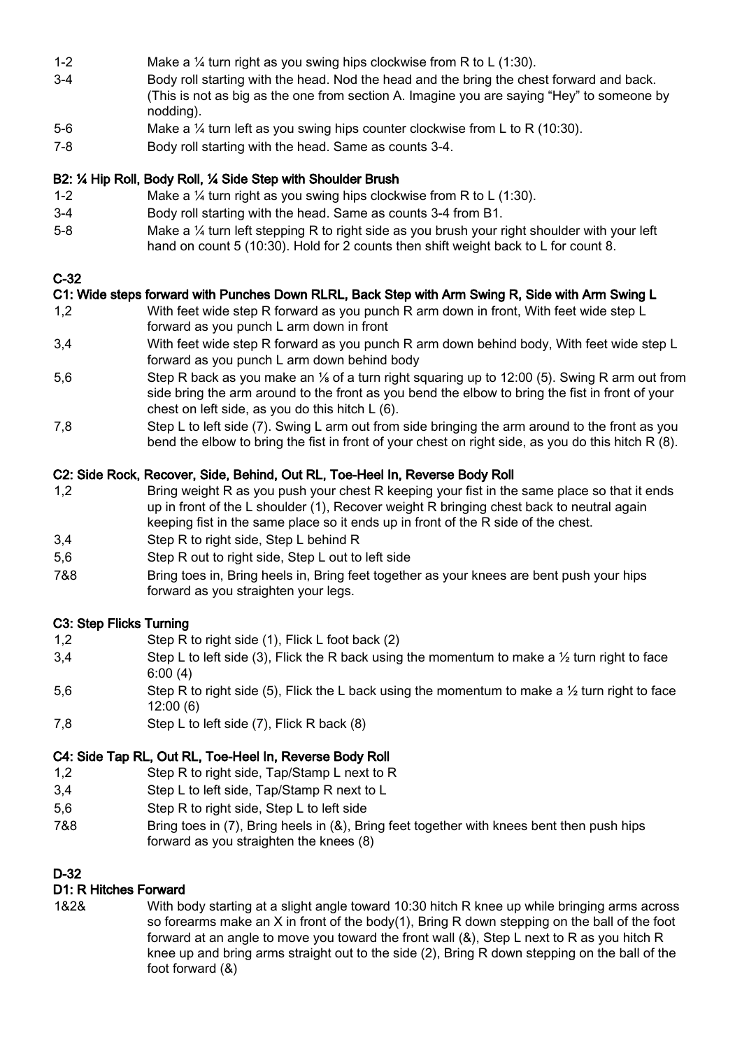1-2 Make a ¼ turn right as you swing hips clockwise from R to L (1:30).

3-4 Body roll starting with the head. Nod the head and the bring the chest forward and back. (This is not as big as the one from section A. Imagine you are saying "Hey" to someone by nodding).

5-6 Make a ¼ turn left as you swing hips counter clockwise from L to R (10:30).

7-8 Body roll starting with the head. Same as counts 3-4.

**B2: ¼ Hip Roll, Body Roll, ¼ Side Step with Shoulder Brush**

1-2 Make a ¼ turn right as you swing hips clockwise from R to L (1:30).

3-4 Body roll starting with the head. Same as counts 3-4 from B1.

5-8 Make a ¼ turn left stepping R to right side as you brush your right shoulder with your left hand on count 5 (10:30). Hold for 2 counts then shift weight back to L for count 8.

**C-32**

**C1: Wide steps forward with Punches Down RLRL, Back Step with Arm Swing R, Side with Arm Swing L**

1,2 With feet wide step R forward as you punch R arm down in front, With feet wide step L forward as you punch L arm down in front

3,4 With feet wide step R forward as you punch R arm down behind body, With feet wide step L forward as you punch L arm down behind body

5,6 Step R back as you make an ⅛ of a turn right squaring up to 12:00 (5). Swing R arm out from side bring the arm around to the front as you bend the elbow to bring the fist in front of your chest on left side, as you do this hitch L (6).

7,8 Step L to left side (7). Swing L arm out from side bringing the arm around to the front as you bend the elbow to bring the fist in front of your chest on right side, as you do this hitch R (8).

**C2: Side Rock, Recover, Side, Behind, Out RL, Toe-Heel In, Reverse Body Roll**

1,2 Bring weight R as you push your chest R keeping your fist in the same place so that it ends up in front of the L shoulder (1), Recover weight R bringing chest back to neutral again keeping fist in the same place so it ends up in front of the R side of the chest.

3,4 Step R to right side, Step L behind R

5,6 Step R out to right side, Step L out to left side

7&8 Bring toes in, Bring heels in, Bring feet together as your knees are bent push your hips forward as you straighten your legs.

**C3: Step Flicks Turning**

1,2 Step R to right side (1), Flick L foot back (2)

3,4 Step L to left side (3), Flick the R back using the momentum to make a ½ turn right to face 6:00 (4)

5,6 Step R to right side (5), Flick the L back using the momentum to make a ½ turn right to face 12:00 (6)

7,8 Step L to left side (7), Flick R back (8)

**C4: Side Tap RL, Out RL, Toe-Heel In, Reverse Body Roll**

1,2 Step R to right side, Tap/Stamp L next to R

3,4 Step L to left side, Tap/Stamp R next to L

5,6 Step R to right side, Step L to left side

7&8 Bring toes in (7), Bring heels in (&), Bring feet together with knees bent then push hips forward as you straighten the knees (8)

**D-32**

**D1: R Hitches Forward**

1&2& With body starting at a slight angle toward 10:30 hitch R knee up while bringing arms across so forearms make an X in front of the body(1), Bring R down stepping on the ball of the foot forward at an angle to move you toward the front wall (&), Step L next to R as you hitch R knee up and bring arms straight out to the side (2), Bring R down stepping on the ball of the foot forward (&)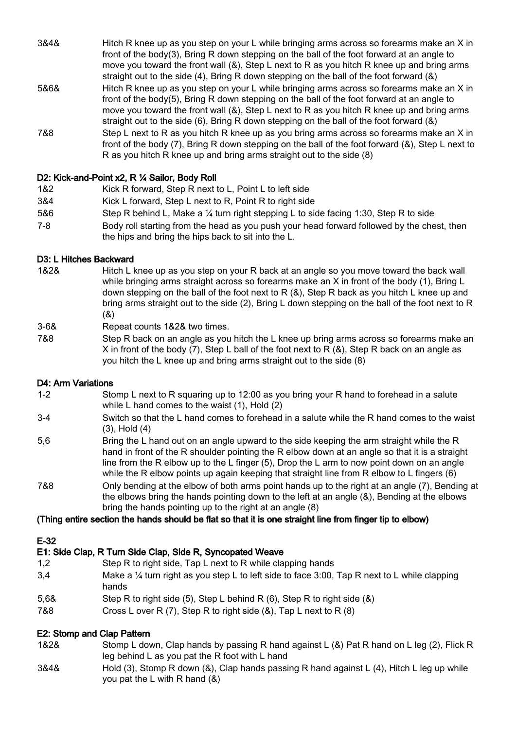| | |
|---|---|
| 3&4& | Hitch R knee up as you step on your L while bringing arms across so forearms make an X in front of the body(3), Bring R down stepping on the ball of the foot forward at an angle to move you toward the front wall (&), Step L next to R as you hitch R knee up and bring arms straight out to the side (4), Bring R down stepping on the ball of the foot forward (&) |
| 5&6& | Hitch R knee up as you step on your L while bringing arms across so forearms make an X in front of the body(5), Bring R down stepping on the ball of the foot forward at an angle to move you toward the front wall (&), Step L next to R as you hitch R knee up and bring arms straight out to the side (6), Bring R down stepping on the ball of the foot forward (&) |
| 7&8 | Step L next to R as you hitch R knee up as you bring arms across so forearms make an X in front of the body (7), Bring R down stepping on the ball of the foot forward (&), Step L next to R as you hitch R knee up and bring arms straight out to the side (8) |

**D2: Kick-and-Point x2, R ¼ Sailor, Body Roll**

| | |
|---|---|
| 1&2 | Kick R forward, Step R next to L, Point L to left side |
| 3&4 | Kick L forward, Step L next to R, Point R to right side |
| 5&6 | Step R behind L, Make a ¼ turn right stepping L to side facing 1:30, Step R to side |
| 7-8 | Body roll starting from the head as you push your head forward followed by the chest, then the hips and bring the hips back to sit into the L. |

**D3: L Hitches Backward**

| | |
|---|---|
| 1&2& | Hitch L knee up as you step on your R back at an angle so you move toward the back wall while bringing arms straight across so forearms make an X in front of the body (1), Bring L down stepping on the ball of the foot next to R (&), Step R back as you hitch L knee up and bring arms straight out to the side (2), Bring L down stepping on the ball of the foot next to R (&) |
| 3-6& | Repeat counts 1&2& two times. |
| 7&8 | Step R back on an angle as you hitch the L knee up bring arms across so forearms make an X in front of the body (7), Step L ball of the foot next to R (&), Step R back on an angle as you hitch the L knee up and bring arms straight out to the side (8) |

**D4: Arm Variations**

| | |
|---|---|
| 1-2 | Stomp L next to R squaring up to 12:00 as you bring your R hand to forehead in a salute while L hand comes to the waist (1), Hold (2) |
| 3-4 | Switch so that the L hand comes to forehead in a salute while the R hand comes to the waist (3), Hold (4) |
| 5,6 | Bring the L hand out on an angle upward to the side keeping the arm straight while the R hand in front of the R shoulder pointing the R elbow down at an angle so that it is a straight line from the R elbow up to the L finger (5), Drop the L arm to now point down on an angle while the R elbow points up again keeping that straight line from R elbow to L fingers (6) |
| 7&8 | Only bending at the elbow of both arms point hands up to the right at an angle (7), Bending at the elbows bring the hands pointing down to the left at an angle (&), Bending at the elbows bring the hands pointing up to the right at an angle (8) |

**(Thing entire section the hands should be flat so that it is one straight line from finger tip to elbow)**

**E-32**

**E1: Side Clap, R Turn Side Clap, Side R, Syncopated Weave**

| | |
|---|---|
| 1,2 | Step R to right side, Tap L next to R while clapping hands |
| 3,4 | Make a ¼ turn right as you step L to left side to face 3:00, Tap R next to L while clapping hands |
| 5,6& | Step R to right side (5), Step L behind R (6), Step R to right side (&) |
| 7&8 | Cross L over R (7), Step R to right side (&), Tap L next to R (8) |

**E2: Stomp and Clap Pattern**

| | |
|---|---|
| 1&2& | Stomp L down, Clap hands by passing R hand against L (&) Pat R hand on L leg (2), Flick R leg behind L as you pat the R foot with L hand |
| 3&4& | Hold (3), Stomp R down (&), Clap hands passing R hand against L (4), Hitch L leg up while you pat the L with R hand (&) |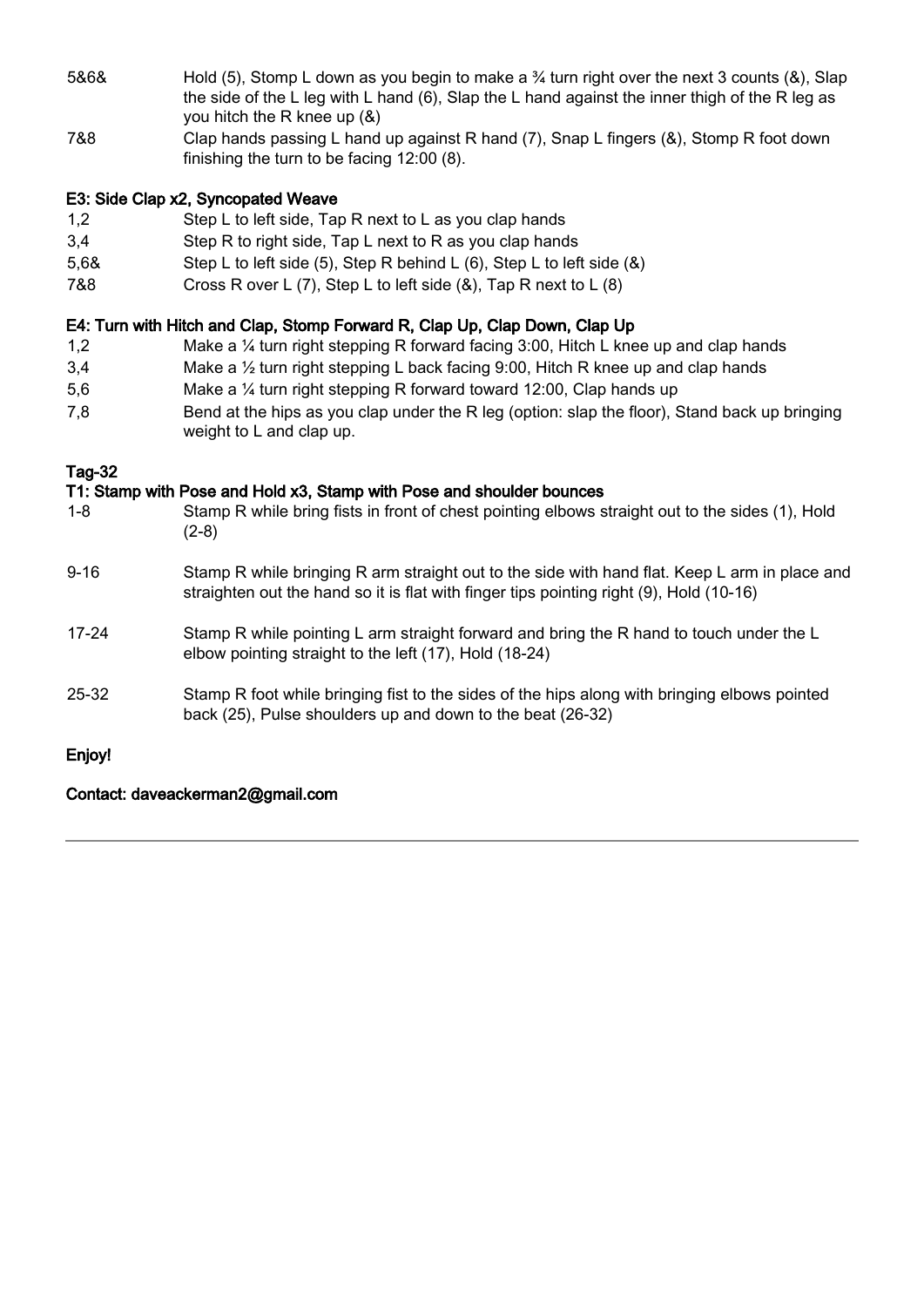| | |
|---|---|
| 5&6& | Hold (5), Stomp L down as you begin to make a ¾ turn right over the next 3 counts (&), Slap the side of the L leg with L hand (6), Slap the L hand against the inner thigh of the R leg as you hitch the R knee up (&) |
| 7&8 | Clap hands passing L hand up against R hand (7), Snap L fingers (&), Stomp R foot down finishing the turn to be facing 12:00 (8). |

### E3: Side Clap x2, Syncopated Weave

| | |
|---|---|
| 1,2 | Step L to left side, Tap R next to L as you clap hands |
| 3,4 | Step R to right side, Tap L next to R as you clap hands |
| 5,6& | Step L to left side (5), Step R behind L (6), Step L to left side (&) |
| 7&8 | Cross R over L (7), Step L to left side (&), Tap R next to L (8) |

### E4: Turn with Hitch and Clap, Stomp Forward R, Clap Up, Clap Down, Clap Up

| | |
|---|---|
| 1,2 | Make a ¼ turn right stepping R forward facing 3:00, Hitch L knee up and clap hands |
| 3,4 | Make a ½ turn right stepping L back facing 9:00, Hitch R knee up and clap hands |
| 5,6 | Make a ¼ turn right stepping R forward toward 12:00, Clap hands up |
| 7,8 | Bend at the hips as you clap under the R leg (option: slap the floor), Stand back up bringing weight to L and clap up. |

### Tag-32

### T1: Stamp with Pose and Hold x3, Stamp with Pose and shoulder bounces

| | |
|---|---|
| 1-8 | Stamp R while bring fists in front of chest pointing elbows straight out to the sides (1), Hold (2-8) |
| 9-16 | Stamp R while bringing R arm straight out to the side with hand flat. Keep L arm in place and straighten out the hand so it is flat with finger tips pointing right (9), Hold (10-16) |
| 17-24 | Stamp R while pointing L arm straight forward and bring the R hand to touch under the L elbow pointing straight to the left (17), Hold (18-24) |
| 25-32 | Stamp R foot while bringing fist to the sides of the hips along with bringing elbows pointed back (25), Pulse shoulders up and down to the beat (26-32) |

**Enjoy!**

**Contact: daveackerman2@gmail.com**